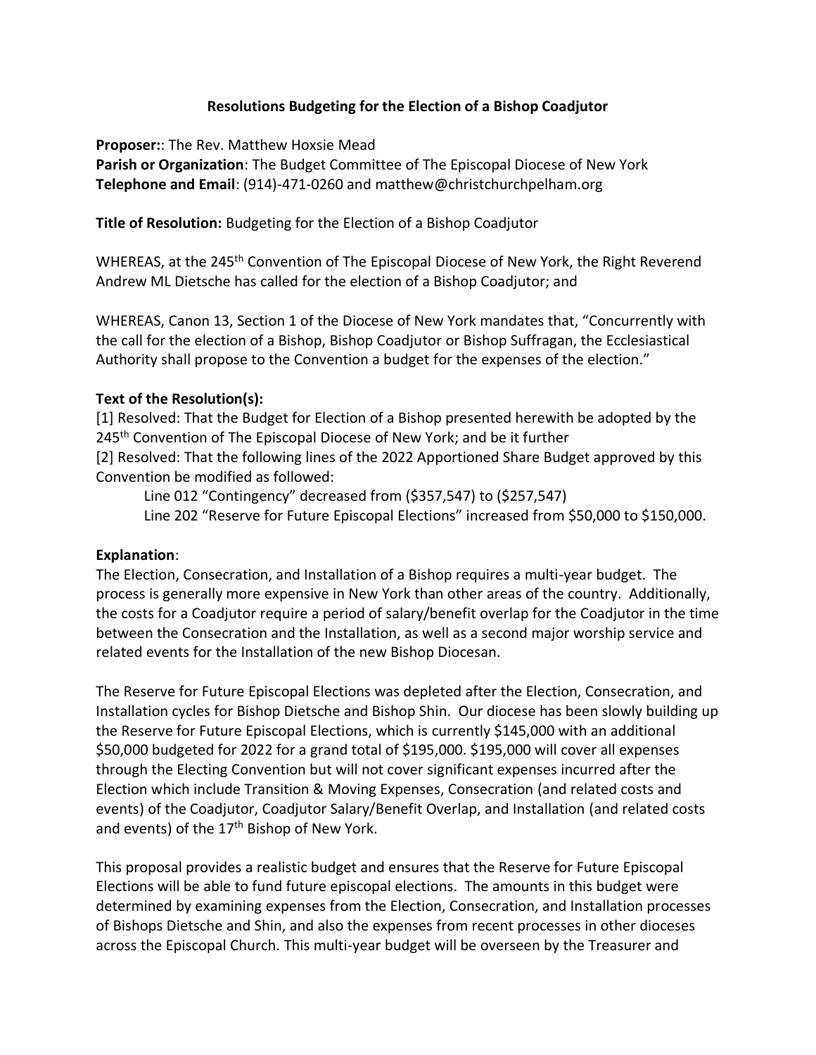# Resolutions Budgeting for the Election of a Bishop Coadjutor

**Proposer:**: The Rev. Matthew Hoxsie Mead
**Parish or Organization**: The Budget Committee of The Episcopal Diocese of New York
**Telephone and Email**: (914)-471-0260 and matthew@christchurchpelham.org

**Title of Resolution:** Budgeting for the Election of a Bishop Coadjutor

WHEREAS, at the 245th Convention of The Episcopal Diocese of New York, the Right Reverend Andrew ML Dietsche has called for the election of a Bishop Coadjutor; and

WHEREAS, Canon 13, Section 1 of the Diocese of New York mandates that, "Concurrently with the call for the election of a Bishop, Bishop Coadjutor or Bishop Suffragan, the Ecclesiastical Authority shall propose to the Convention a budget for the expenses of the election."

**Text of the Resolution(s):**
[1] Resolved: That the Budget for Election of a Bishop presented herewith be adopted by the 245th Convention of The Episcopal Diocese of New York; and be it further
[2] Resolved: That the following lines of the 2022 Apportioned Share Budget approved by this Convention be modified as followed:

Line 012 "Contingency" decreased from ($357,547) to ($257,547)
Line 202 "Reserve for Future Episcopal Elections" increased from $50,000 to $150,000.

**Explanation**:
The Election, Consecration, and Installation of a Bishop requires a multi-year budget. The process is generally more expensive in New York than other areas of the country. Additionally, the costs for a Coadjutor require a period of salary/benefit overlap for the Coadjutor in the time between the Consecration and the Installation, as well as a second major worship service and related events for the Installation of the new Bishop Diocesan.

The Reserve for Future Episcopal Elections was depleted after the Election, Consecration, and Installation cycles for Bishop Dietsche and Bishop Shin. Our diocese has been slowly building up the Reserve for Future Episcopal Elections, which is currently $145,000 with an additional $50,000 budgeted for 2022 for a grand total of $195,000. $195,000 will cover all expenses through the Electing Convention but will not cover significant expenses incurred after the Election which include Transition & Moving Expenses, Consecration (and related costs and events) of the Coadjutor, Coadjutor Salary/Benefit Overlap, and Installation (and related costs and events) of the 17th Bishop of New York.

This proposal provides a realistic budget and ensures that the Reserve for Future Episcopal Elections will be able to fund future episcopal elections. The amounts in this budget were determined by examining expenses from the Election, Consecration, and Installation processes of Bishops Dietsche and Shin, and also the expenses from recent processes in other dioceses across the Episcopal Church. This multi-year budget will be overseen by the Treasurer and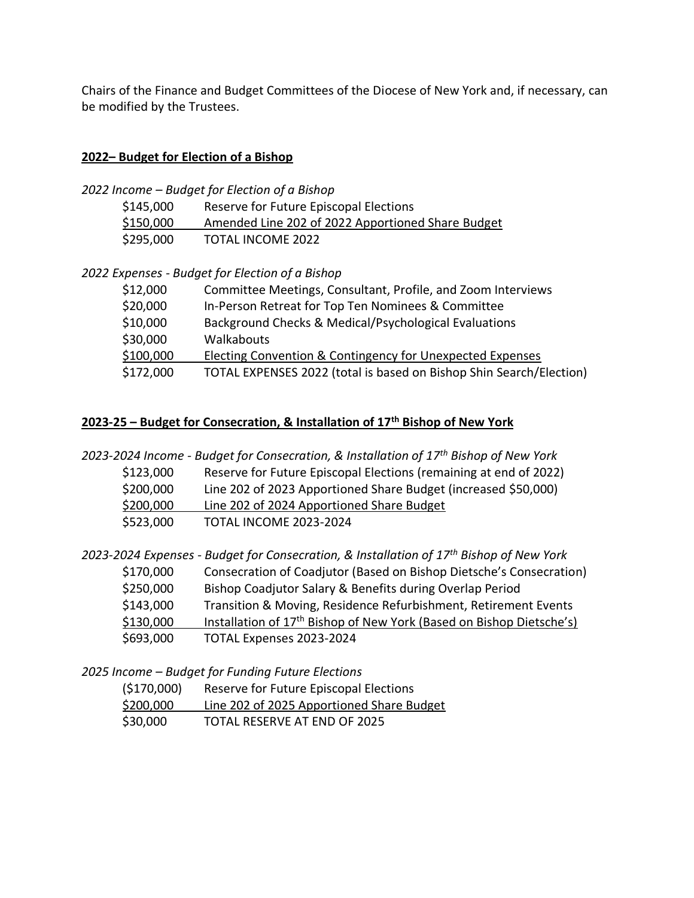Chairs of the Finance and Budget Committees of the Diocese of New York and, if necessary, can be modified by the Trustees.

**2022– Budget for Election of a Bishop**

*2022 Income – Budget for Election of a Bishop*

| | |
|---|---|
| \$145,000 | Reserve for Future Episcopal Elections |
| \$150,000 | Amended Line 202 of 2022 Apportioned Share Budget |
| \$295,000 | TOTAL INCOME 2022 |

*2022 Expenses - Budget for Election of a Bishop*

| | |
|---|---|
| \$12,000 | Committee Meetings, Consultant, Profile, and Zoom Interviews |
| \$20,000 | In-Person Retreat for Top Ten Nominees & Committee |
| \$10,000 | Background Checks & Medical/Psychological Evaluations |
| \$30,000 | Walkabouts |
| \$100,000 | Electing Convention & Contingency for Unexpected Expenses |
| \$172,000 | TOTAL EXPENSES 2022 (total is based on Bishop Shin Search/Election) |

**2023-25 – Budget for Consecration, & Installation of 17th Bishop of New York**

*2023-2024 Income - Budget for Consecration, & Installation of 17th Bishop of New York*

| | |
|---|---|
| \$123,000 | Reserve for Future Episcopal Elections (remaining at end of 2022) |
| \$200,000 | Line 202 of 2023 Apportioned Share Budget (increased \$50,000) |
| \$200,000 | Line 202 of 2024 Apportioned Share Budget |
| \$523,000 | TOTAL INCOME 2023-2024 |

*2023-2024 Expenses - Budget for Consecration, & Installation of 17th Bishop of New York*

| | |
|---|---|
| \$170,000 | Consecration of Coadjutor (Based on Bishop Dietsche's Consecration) |
| \$250,000 | Bishop Coadjutor Salary & Benefits during Overlap Period |
| \$143,000 | Transition & Moving, Residence Refurbishment, Retirement Events |
| \$130,000 | Installation of 17th Bishop of New York (Based on Bishop Dietsche's) |
| \$693,000 | TOTAL Expenses 2023-2024 |

*2025 Income – Budget for Funding Future Elections*

| | |
|---|---|
| (\$170,000) | Reserve for Future Episcopal Elections |
| \$200,000 | Line 202 of 2025 Apportioned Share Budget |
| \$30,000 | TOTAL RESERVE AT END OF 2025 |